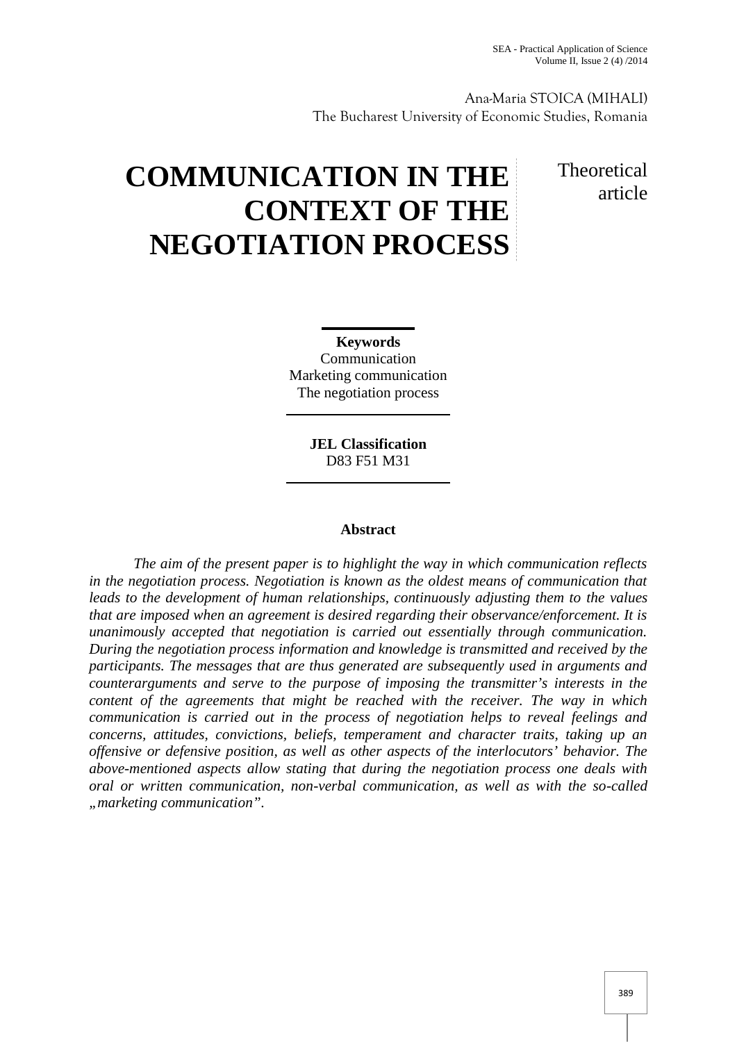Ana-Maria STOICA (MIHALI)
The Bucharest University of Economic Studies, Romania

# COMMUNICATION IN THE CONTEXT OF THE NEGOTIATION PROCESS

Theoretical article

**Keywords**
Communication
Marketing communication
The negotiation process

**JEL Classification**
D83 F51 M31

## Abstract

*The aim of the present paper is to highlight the way in which communication reflects in the negotiation process. Negotiation is known as the oldest means of communication that leads to the development of human relationships, continuously adjusting them to the values that are imposed when an agreement is desired regarding their observance/enforcement. It is unanimously accepted that negotiation is carried out essentially through communication. During the negotiation process information and knowledge is transmitted and received by the participants. The messages that are thus generated are subsequently used in arguments and counterarguments and serve to the purpose of imposing the transmitter's interests in the content of the agreements that might be reached with the receiver. The way in which communication is carried out in the process of negotiation helps to reveal feelings and concerns, attitudes, convictions, beliefs, temperament and character traits, taking up an offensive or defensive position, as well as other aspects of the interlocutors' behavior. The above-mentioned aspects allow stating that during the negotiation process one deals with oral or written communication, non-verbal communication, as well as with the so-called „marketing communication".*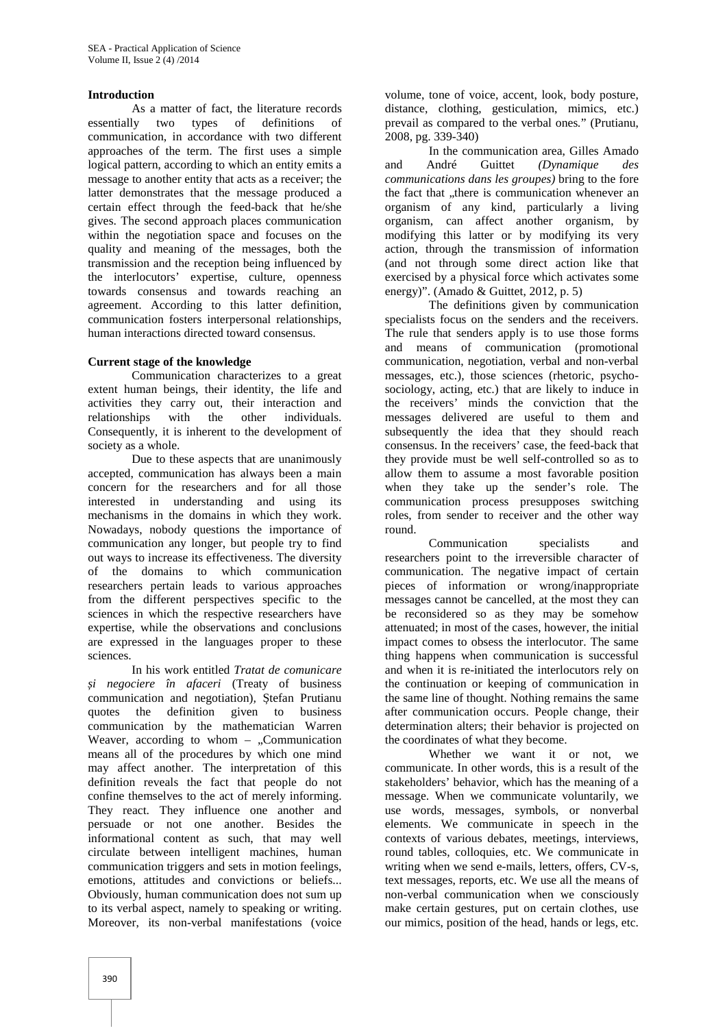**Introduction**

As a matter of fact, the literature records essentially two types of definitions of communication, in accordance with two different approaches of the term. The first uses a simple logical pattern, according to which an entity emits a message to another entity that acts as a receiver; the latter demonstrates that the message produced a certain effect through the feed-back that he/she gives. The second approach places communication within the negotiation space and focuses on the quality and meaning of the messages, both the transmission and the reception being influenced by the interlocutors' expertise, culture, openness towards consensus and towards reaching an agreement. According to this latter definition, communication fosters interpersonal relationships, human interactions directed toward consensus.

**Current stage of the knowledge**

Communication characterizes to a great extent human beings, their identity, the life and activities they carry out, their interaction and relationships with the other individuals. Consequently, it is inherent to the development of society as a whole.

Due to these aspects that are unanimously accepted, communication has always been a main concern for the researchers and for all those interested in understanding and using its mechanisms in the domains in which they work. Nowadays, nobody questions the importance of communication any longer, but people try to find out ways to increase its effectiveness. The diversity of the domains to which communication researchers pertain leads to various approaches from the different perspectives specific to the sciences in which the respective researchers have expertise, while the observations and conclusions are expressed in the languages proper to these sciences.

In his work entitled *Tratat de comunicare și negociere în afaceri* (Treaty of business communication and negotiation), Ștefan Prutianu quotes the definition given to business communication by the mathematician Warren Weaver, according to whom – „Communication means all of the procedures by which one mind may affect another. The interpretation of this definition reveals the fact that people do not confine themselves to the act of merely informing. They react. They influence one another and persuade or not one another. Besides the informational content as such, that may well circulate between intelligent machines, human communication triggers and sets in motion feelings, emotions, attitudes and convictions or beliefs... Obviously, human communication does not sum up to its verbal aspect, namely to speaking or writing. Moreover, its non-verbal manifestations (voice volume, tone of voice, accent, look, body posture, distance, clothing, gesticulation, mimics, etc.) prevail as compared to the verbal ones." (Prutianu, 2008, pg. 339-340)

In the communication area, Gilles Amado and André Guittet *(Dynamique des communications dans les groupes)* bring to the fore the fact that „there is communication whenever an organism of any kind, particularly a living organism, can affect another organism, by modifying this latter or by modifying its very action, through the transmission of information (and not through some direct action like that exercised by a physical force which activates some energy)". (Amado & Guittet, 2012, p. 5)

The definitions given by communication specialists focus on the senders and the receivers. The rule that senders apply is to use those forms and means of communication (promotional communication, negotiation, verbal and non-verbal messages, etc.), those sciences (rhetoric, psycho-sociology, acting, etc.) that are likely to induce in the receivers' minds the conviction that the messages delivered are useful to them and subsequently the idea that they should reach consensus. In the receivers' case, the feed-back that they provide must be well self-controlled so as to allow them to assume a most favorable position when they take up the sender's role. The communication process presupposes switching roles, from sender to receiver and the other way round.

Communication specialists and researchers point to the irreversible character of communication. The negative impact of certain pieces of information or wrong/inappropriate messages cannot be cancelled, at the most they can be reconsidered so as they may be somehow attenuated; in most of the cases, however, the initial impact comes to obsess the interlocutor. The same thing happens when communication is successful and when it is re-initiated the interlocutors rely on the continuation or keeping of communication in the same line of thought. Nothing remains the same after communication occurs. People change, their determination alters; their behavior is projected on the coordinates of what they become.

Whether we want it or not, we communicate. In other words, this is a result of the stakeholders' behavior, which has the meaning of a message. When we communicate voluntarily, we use words, messages, symbols, or nonverbal elements. We communicate in speech in the contexts of various debates, meetings, interviews, round tables, colloquies, etc. We communicate in writing when we send e-mails, letters, offers, CV-s, text messages, reports, etc. We use all the means of non-verbal communication when we consciously make certain gestures, put on certain clothes, use our mimics, position of the head, hands or legs, etc.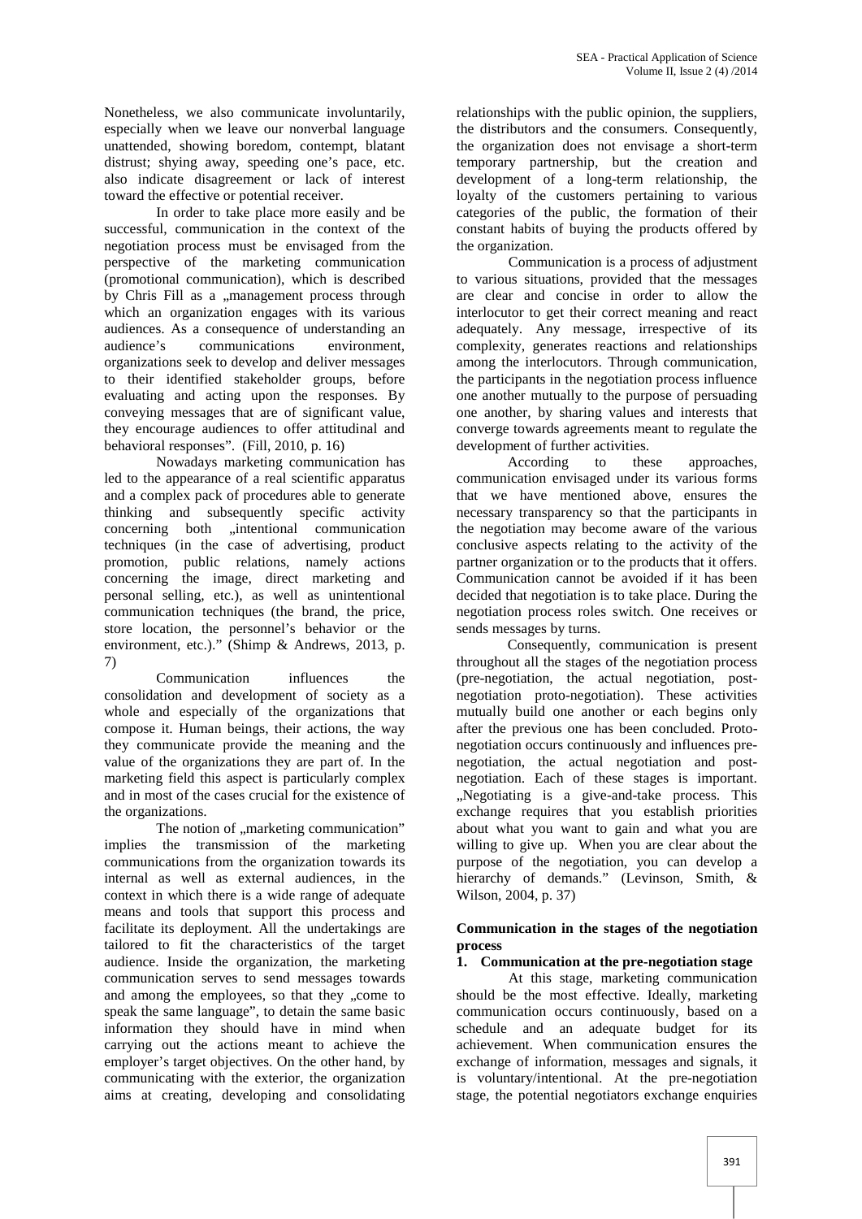Nonetheless, we also communicate involuntarily, especially when we leave our nonverbal language unattended, showing boredom, contempt, blatant distrust; shying away, speeding one's pace, etc. also indicate disagreement or lack of interest toward the effective or potential receiver.

In order to take place more easily and be successful, communication in the context of the negotiation process must be envisaged from the perspective of the marketing communication (promotional communication), which is described by Chris Fill as a „management process through which an organization engages with its various audiences. As a consequence of understanding an audience's communications environment, organizations seek to develop and deliver messages to their identified stakeholder groups, before evaluating and acting upon the responses. By conveying messages that are of significant value, they encourage audiences to offer attitudinal and behavioral responses". (Fill, 2010, p. 16)

Nowadays marketing communication has led to the appearance of a real scientific apparatus and a complex pack of procedures able to generate thinking and subsequently specific activity concerning both „intentional communication techniques (in the case of advertising, product promotion, public relations, namely actions concerning the image, direct marketing and personal selling, etc.), as well as unintentional communication techniques (the brand, the price, store location, the personnel's behavior or the environment, etc.)." (Shimp & Andrews, 2013, p. 7)

Communication influences the consolidation and development of society as a whole and especially of the organizations that compose it. Human beings, their actions, the way they communicate provide the meaning and the value of the organizations they are part of. In the marketing field this aspect is particularly complex and in most of the cases crucial for the existence of the organizations.

The notion of „marketing communication" implies the transmission of the marketing communications from the organization towards its internal as well as external audiences, in the context in which there is a wide range of adequate means and tools that support this process and facilitate its deployment. All the undertakings are tailored to fit the characteristics of the target audience. Inside the organization, the marketing communication serves to send messages towards and among the employees, so that they „come to speak the same language", to detain the same basic information they should have in mind when carrying out the actions meant to achieve the employer's target objectives. On the other hand, by communicating with the exterior, the organization aims at creating, developing and consolidating relationships with the public opinion, the suppliers, the distributors and the consumers. Consequently, the organization does not envisage a short-term temporary partnership, but the creation and development of a long-term relationship, the loyalty of the customers pertaining to various categories of the public, the formation of their constant habits of buying the products offered by the organization.

Communication is a process of adjustment to various situations, provided that the messages are clear and concise in order to allow the interlocutor to get their correct meaning and react adequately. Any message, irrespective of its complexity, generates reactions and relationships among the interlocutors. Through communication, the participants in the negotiation process influence one another mutually to the purpose of persuading one another, by sharing values and interests that converge towards agreements meant to regulate the development of further activities.

According to these approaches, communication envisaged under its various forms that we have mentioned above, ensures the necessary transparency so that the participants in the negotiation may become aware of the various conclusive aspects relating to the activity of the partner organization or to the products that it offers. Communication cannot be avoided if it has been decided that negotiation is to take place. During the negotiation process roles switch. One receives or sends messages by turns.

Consequently, communication is present throughout all the stages of the negotiation process (pre-negotiation, the actual negotiation, post-negotiation proto-negotiation). These activities mutually build one another or each begins only after the previous one has been concluded. Proto-negotiation occurs continuously and influences pre-negotiation, the actual negotiation and post-negotiation. Each of these stages is important. „Negotiating is a give-and-take process. This exchange requires that you establish priorities about what you want to gain and what you are willing to give up. When you are clear about the purpose of the negotiation, you can develop a hierarchy of demands." (Levinson, Smith, & Wilson, 2004, p. 37)

## Communication in the stages of the negotiation process

### 1. Communication at the pre-negotiation stage

At this stage, marketing communication should be the most effective. Ideally, marketing communication occurs continuously, based on a schedule and an adequate budget for its achievement. When communication ensures the exchange of information, messages and signals, it is voluntary/intentional. At the pre-negotiation stage, the potential negotiators exchange enquiries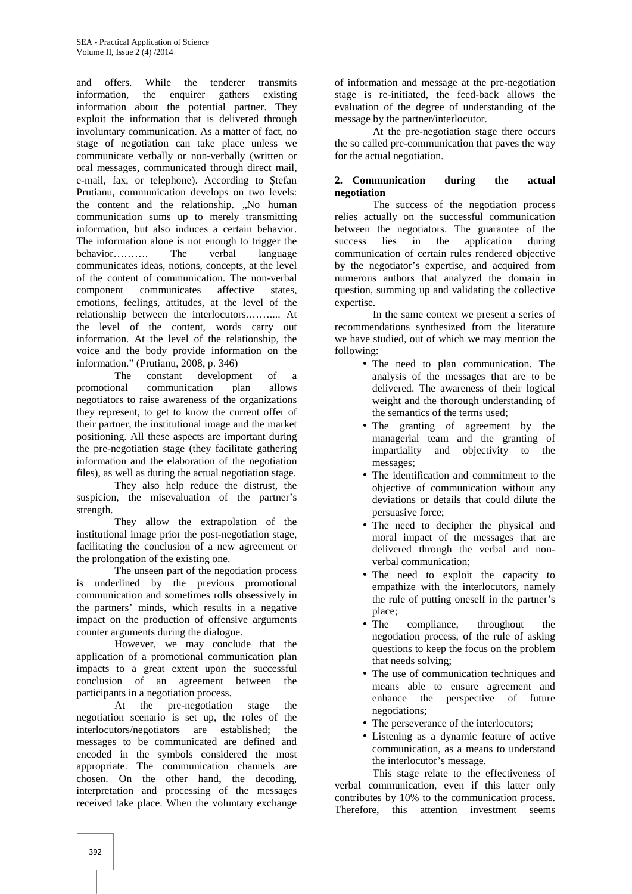and offers. While the tenderer transmits information, the enquirer gathers existing information about the potential partner. They exploit the information that is delivered through involuntary communication. As a matter of fact, no stage of negotiation can take place unless we communicate verbally or non-verbally (written or oral messages, communicated through direct mail, e-mail, fax, or telephone). According to Ștefan Prutianu, communication develops on two levels: the content and the relationship. „No human communication sums up to merely transmitting information, but also induces a certain behavior. The information alone is not enough to trigger the behavior………. The verbal language communicates ideas, notions, concepts, at the level of the content of communication. The non-verbal component communicates affective states, emotions, feelings, attitudes, at the level of the relationship between the interlocutors.……..... At the level of the content, words carry out information. At the level of the relationship, the voice and the body provide information on the information." (Prutianu, 2008, p. 346)

The constant development of a promotional communication plan allows negotiators to raise awareness of the organizations they represent, to get to know the current offer of their partner, the institutional image and the market positioning. All these aspects are important during the pre-negotiation stage (they facilitate gathering information and the elaboration of the negotiation files), as well as during the actual negotiation stage.

They also help reduce the distrust, the suspicion, the misevaluation of the partner's strength.

They allow the extrapolation of the institutional image prior the post-negotiation stage, facilitating the conclusion of a new agreement or the prolongation of the existing one.

The unseen part of the negotiation process is underlined by the previous promotional communication and sometimes rolls obsessively in the partners' minds, which results in a negative impact on the production of offensive arguments counter arguments during the dialogue.

However, we may conclude that the application of a promotional communication plan impacts to a great extent upon the successful conclusion of an agreement between the participants in a negotiation process.

At the pre-negotiation stage the negotiation scenario is set up, the roles of the interlocutors/negotiators are established; the messages to be communicated are defined and encoded in the symbols considered the most appropriate. The communication channels are chosen. On the other hand, the decoding, interpretation and processing of the messages received take place. When the voluntary exchange of information and message at the pre-negotiation stage is re-initiated, the feed-back allows the evaluation of the degree of understanding of the message by the partner/interlocutor.

At the pre-negotiation stage there occurs the so called pre-communication that paves the way for the actual negotiation.

## 2. Communication during the actual negotiation

The success of the negotiation process relies actually on the successful communication between the negotiators. The guarantee of the success lies in the application during communication of certain rules rendered objective by the negotiator's expertise, and acquired from numerous authors that analyzed the domain in question, summing up and validating the collective expertise.

In the same context we present a series of recommendations synthesized from the literature we have studied, out of which we may mention the following:

- The need to plan communication. The analysis of the messages that are to be delivered. The awareness of their logical weight and the thorough understanding of the semantics of the terms used;
- The granting of agreement by the managerial team and the granting of impartiality and objectivity to the messages;
- The identification and commitment to the objective of communication without any deviations or details that could dilute the persuasive force;
- The need to decipher the physical and moral impact of the messages that are delivered through the verbal and non-verbal communication;
- The need to exploit the capacity to empathize with the interlocutors, namely the rule of putting oneself in the partner's place;
- The compliance, throughout the negotiation process, of the rule of asking questions to keep the focus on the problem that needs solving;
- The use of communication techniques and means able to ensure agreement and enhance the perspective of future negotiations;
- The perseverance of the interlocutors;
- Listening as a dynamic feature of active communication, as a means to understand the interlocutor's message.

This stage relate to the effectiveness of verbal communication, even if this latter only contributes by 10% to the communication process. Therefore, this attention investment seems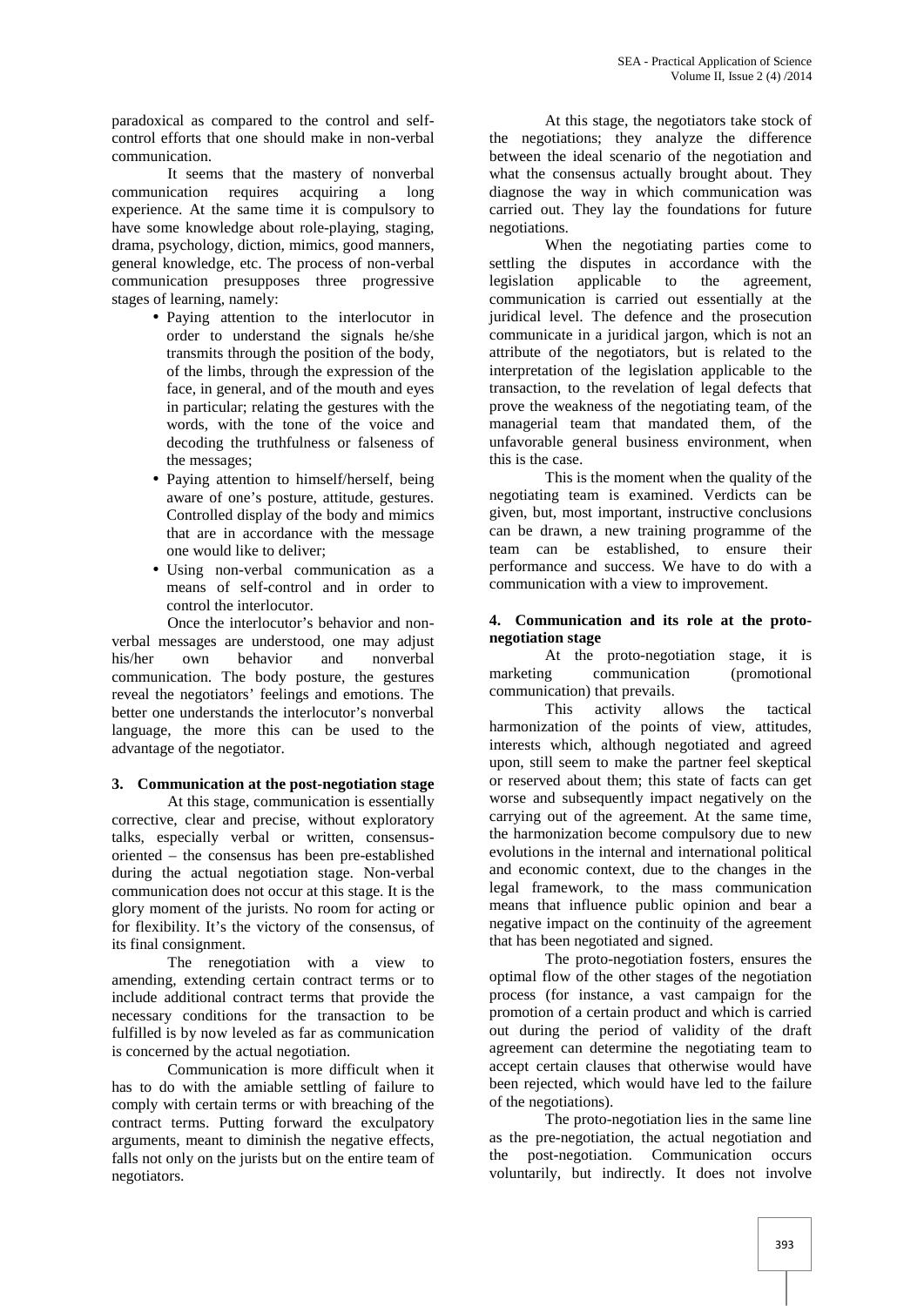paradoxical as compared to the control and self-control efforts that one should make in non-verbal communication.

It seems that the mastery of nonverbal communication requires acquiring a long experience. At the same time it is compulsory to have some knowledge about role-playing, staging, drama, psychology, diction, mimics, good manners, general knowledge, etc. The process of non-verbal communication presupposes three progressive stages of learning, namely:

- Paying attention to the interlocutor in order to understand the signals he/she transmits through the position of the body, of the limbs, through the expression of the face, in general, and of the mouth and eyes in particular; relating the gestures with the words, with the tone of the voice and decoding the truthfulness or falseness of the messages;
- Paying attention to himself/herself, being aware of one's posture, attitude, gestures. Controlled display of the body and mimics that are in accordance with the message one would like to deliver;
- Using non-verbal communication as a means of self-control and in order to control the interlocutor.

Once the interlocutor's behavior and non-verbal messages are understood, one may adjust his/her own behavior and nonverbal communication. The body posture, the gestures reveal the negotiators' feelings and emotions. The better one understands the interlocutor's nonverbal language, the more this can be used to the advantage of the negotiator.

## 3. Communication at the post-negotiation stage

At this stage, communication is essentially corrective, clear and precise, without exploratory talks, especially verbal or written, consensus-oriented – the consensus has been pre-established during the actual negotiation stage. Non-verbal communication does not occur at this stage. It is the glory moment of the jurists. No room for acting or for flexibility. It's the victory of the consensus, of its final consignment.

The renegotiation with a view to amending, extending certain contract terms or to include additional contract terms that provide the necessary conditions for the transaction to be fulfilled is by now leveled as far as communication is concerned by the actual negotiation.

Communication is more difficult when it has to do with the amiable settling of failure to comply with certain terms or with breaching of the contract terms. Putting forward the exculpatory arguments, meant to diminish the negative effects, falls not only on the jurists but on the entire team of negotiators.

At this stage, the negotiators take stock of the negotiations; they analyze the difference between the ideal scenario of the negotiation and what the consensus actually brought about. They diagnose the way in which communication was carried out. They lay the foundations for future negotiations.

When the negotiating parties come to settling the disputes in accordance with the legislation applicable to the agreement, communication is carried out essentially at the juridical level. The defence and the prosecution communicate in a juridical jargon, which is not an attribute of the negotiators, but is related to the interpretation of the legislation applicable to the transaction, to the revelation of legal defects that prove the weakness of the negotiating team, of the managerial team that mandated them, of the unfavorable general business environment, when this is the case.

This is the moment when the quality of the negotiating team is examined. Verdicts can be given, but, most important, instructive conclusions can be drawn, a new training programme of the team can be established, to ensure their performance and success. We have to do with a communication with a view to improvement.

## 4. Communication and its role at the proto-negotiation stage

At the proto-negotiation stage, it is marketing communication (promotional communication) that prevails.

This activity allows the tactical harmonization of the points of view, attitudes, interests which, although negotiated and agreed upon, still seem to make the partner feel skeptical or reserved about them; this state of facts can get worse and subsequently impact negatively on the carrying out of the agreement. At the same time, the harmonization become compulsory due to new evolutions in the internal and international political and economic context, due to the changes in the legal framework, to the mass communication means that influence public opinion and bear a negative impact on the continuity of the agreement that has been negotiated and signed.

The proto-negotiation fosters, ensures the optimal flow of the other stages of the negotiation process (for instance, a vast campaign for the promotion of a certain product and which is carried out during the period of validity of the draft agreement can determine the negotiating team to accept certain clauses that otherwise would have been rejected, which would have led to the failure of the negotiations).

The proto-negotiation lies in the same line as the pre-negotiation, the actual negotiation and the post-negotiation. Communication occurs voluntarily, but indirectly. It does not involve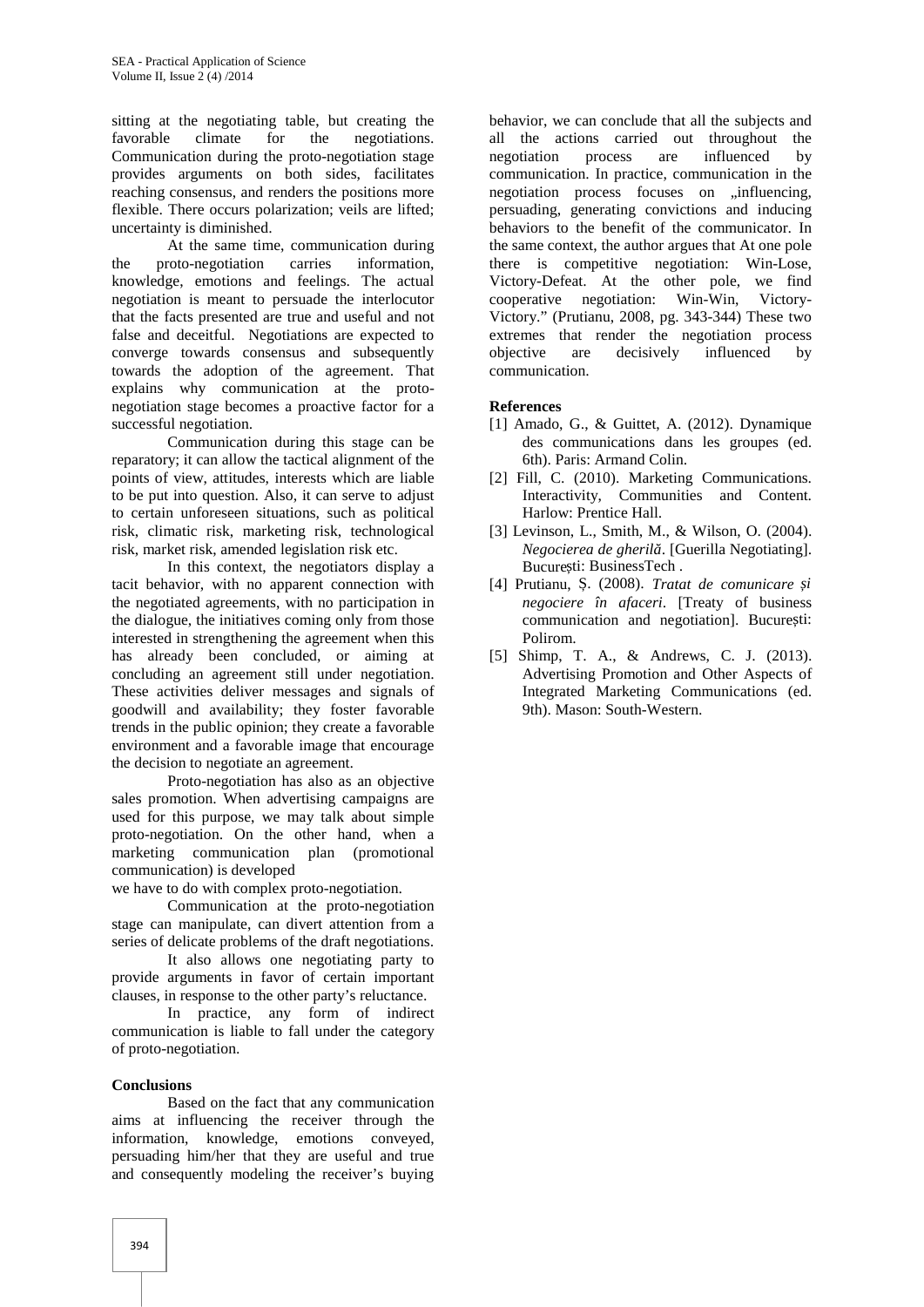sitting at the negotiating table, but creating the favorable climate for the negotiations. Communication during the proto-negotiation stage provides arguments on both sides, facilitates reaching consensus, and renders the positions more flexible. There occurs polarization; veils are lifted; uncertainty is diminished.

At the same time, communication during the proto-negotiation carries information, knowledge, emotions and feelings. The actual negotiation is meant to persuade the interlocutor that the facts presented are true and useful and not false and deceitful. Negotiations are expected to converge towards consensus and subsequently towards the adoption of the agreement. That explains why communication at the proto-negotiation stage becomes a proactive factor for a successful negotiation.

Communication during this stage can be reparatory; it can allow the tactical alignment of the points of view, attitudes, interests which are liable to be put into question. Also, it can serve to adjust to certain unforeseen situations, such as political risk, climatic risk, marketing risk, technological risk, market risk, amended legislation risk etc.

In this context, the negotiators display a tacit behavior, with no apparent connection with the negotiated agreements, with no participation in the dialogue, the initiatives coming only from those interested in strengthening the agreement when this has already been concluded, or aiming at concluding an agreement still under negotiation. These activities deliver messages and signals of goodwill and availability; they foster favorable trends in the public opinion; they create a favorable environment and a favorable image that encourage the decision to negotiate an agreement.

Proto-negotiation has also as an objective sales promotion. When advertising campaigns are used for this purpose, we may talk about simple proto-negotiation. On the other hand, when a marketing communication plan (promotional communication) is developed we have to do with complex proto-negotiation.

Communication at the proto-negotiation stage can manipulate, can divert attention from a series of delicate problems of the draft negotiations.

It also allows one negotiating party to provide arguments in favor of certain important clauses, in response to the other party's reluctance.

In practice, any form of indirect communication is liable to fall under the category of proto-negotiation.

**Conclusions**

Based on the fact that any communication aims at influencing the receiver through the information, knowledge, emotions conveyed, persuading him/her that they are useful and true and consequently modeling the receiver's buying behavior, we can conclude that all the subjects and all the actions carried out throughout the negotiation process are influenced by communication. In practice, communication in the negotiation process focuses on „influencing, persuading, generating convictions and inducing behaviors to the benefit of the communicator. In the same context, the author argues that At one pole there is competitive negotiation: Win-Lose, Victory-Defeat. At the other pole, we find cooperative negotiation: Win-Win, Victory-Victory." (Prutianu, 2008, pg. 343-344) These two extremes that render the negotiation process objective are decisively influenced by communication.

**References**

[1] Amado, G., & Guittet, A. (2012). Dynamique des communications dans les groupes (ed. 6th). Paris: Armand Colin.

[2] Fill, C. (2010). Marketing Communications. Interactivity, Communities and Content. Harlow: Prentice Hall.

[3] Levinson, L., Smith, M., & Wilson, O. (2004). *Negocierea de gherilă*. [Guerilla Negotiating]. București: BusinessTech .

[4] Prutianu, Ș. (2008). *Tratat de comunicare și negociere în afaceri*. [Treaty of business communication and negotiation]. București: Polirom.

[5] Shimp, T. A., & Andrews, C. J. (2013). Advertising Promotion and Other Aspects of Integrated Marketing Communications (ed. 9th). Mason: South-Western.